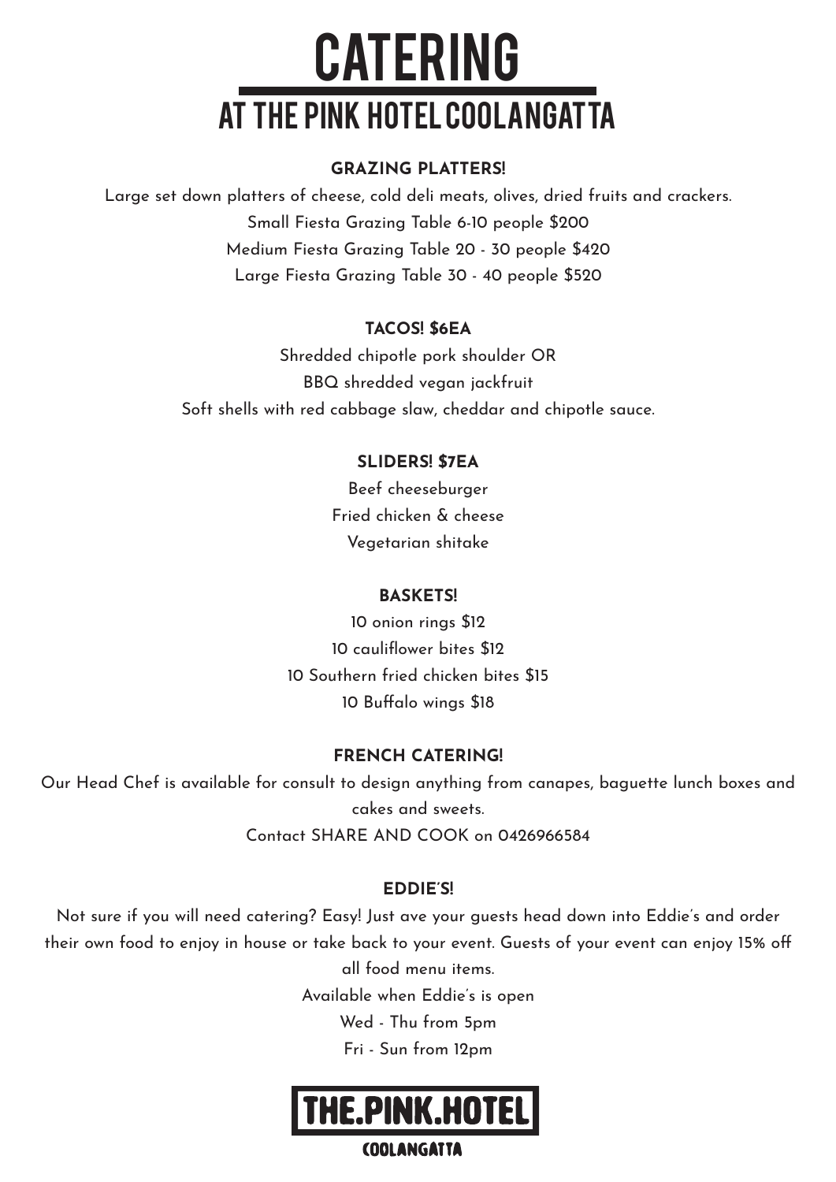# CATERING

## AT THE PINK HOTEL COOLANGATTA

### GRAZING PLATTERS!

Large set down platters of cheese, cold deli meats, olives, dried fruits and crackers.

Small Fiesta Grazing Table 6-10 people $200

Medium Fiesta Grazing Table 20 - 30 people $420

Large Fiesta Grazing Table 30 - 40 people $520

### TACOS! $6EA

Shredded chipotle pork shoulder OR

BBQ shredded vegan jackfruit

Soft shells with red cabbage slaw, cheddar and chipotle sauce.

### SLIDERS! $7EA

Beef cheeseburger

Fried chicken & cheese

Vegetarian shitake

### BASKETS!

10 onion rings $12

10 cauliflower bites $12

10 Southern fried chicken bites $15

10 Buffalo wings $18

### FRENCH CATERING!

Our Head Chef is available for consult to design anything from canapes, baguette lunch boxes and cakes and sweets.

Contact SHARE AND COOK on 0426966584

### EDDIE'S!

Not sure if you will need catering? Easy! Just ave your guests head down into Eddie's and order their own food to enjoy in house or take back to your event. Guests of your event can enjoy 15% off all food menu items.

Available when Eddie's is open

Wed - Thu from 5pm

Fri - Sun from 12pm

THE.PINK.HOTEL

COOLANGATTA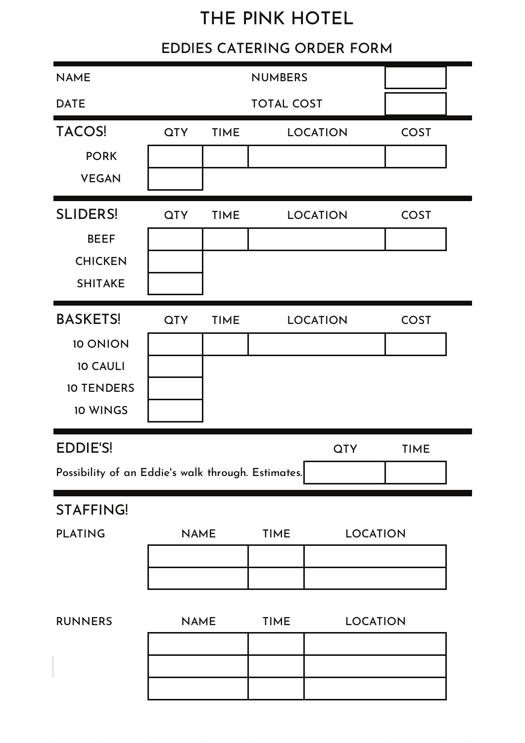# THE PINK HOTEL

## EDDIES CATERING ORDER FORM

| | | | |
|---|---|---|---|
| NAME | | NUMBERS | |
| DATE | | TOTAL COST | |

## TACOS!

| | QTY | TIME | LOCATION | COST |
|---|---|---|---|---|
| PORK | | | | |
| VEGAN | | | | |

## SLIDERS!

| | QTY | TIME | LOCATION | COST |
|---|---|---|---|---|
| BEEF | | | | |
| CHICKEN | | | | |
| SHITAKE | | | | |

## BASKETS!

| | QTY | TIME | LOCATION | COST |
|---|---|---|---|---|
| 10 ONION | | | | |
| 10 CAULI | | | | |
| 10 TENDERS | | | | |
| 10 WINGS | | | | |

## EDDIE'S!

| | QTY | TIME |
|---|---|---|
| Possibility of an Eddie's walk through. Estimates. | | |

## STAFFING!

PLATING

| NAME | TIME | LOCATION |
|---|---|---|
| | | |
| | | |

RUNNERS

| NAME | TIME | LOCATION |
|---|---|---|
| | | |
| | | |
| | | |